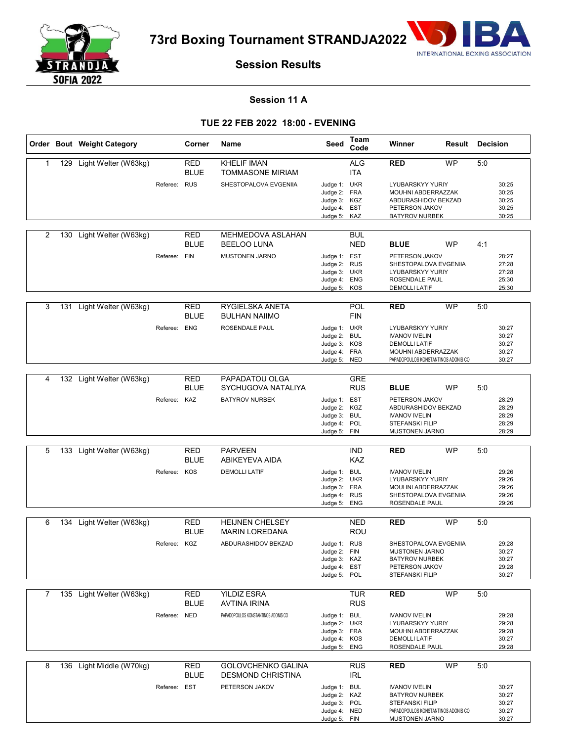# 73rd Boxing Tournament STRANDJA2022

## Session Results

### Session 11 A

### TUE 22 FEB 2022 18:00 - EVENING

| Order | Bout | Weight Category | Corner | Name | Seed | Team Code | Winner | Result | Decision |
|---|---|---|---|---|---|---|---|---|---|
| 1 | 129 | Light Welter (W63kg) | RED | KHELIF IMAN | | ALG | **RED** | WP | 5:0 |
| | | | BLUE | TOMMASONE MIRIAM | | ITA | | | |
| | | Referee: | RUS | SHESTOPALOVA EVGENIIA | Judge 1: | UKR | LYUBARSKYY YURIY | | 30:25 |
| | | | | | Judge 2: | FRA | MOUHNI ABDERRAZZAK | | 30:25 |
| | | | | | Judge 3: | KGZ | ABDURASHIDOV BEKZAD | | 30:25 |
| | | | | | Judge 4: | EST | PETERSON JAKOV | | 30:25 |
| | | | | | Judge 5: | KAZ | BATYROV NURBEK | | 30:25 |
| 2 | 130 | Light Welter (W63kg) | RED | MEHMEDOVA ASLAHAN | | BUL | | | |
| | | | BLUE | BEELOO LUNA | | NED | **BLUE** | WP | 4:1 |
| | | Referee: | FIN | MUSTONEN JARNO | Judge 1: | EST | PETERSON JAKOV | | 28:27 |
| | | | | | Judge 2: | RUS | SHESTOPALOVA EVGENIIA | | 27:28 |
| | | | | | Judge 3: | UKR | LYUBARSKYY YURIY | | 27:28 |
| | | | | | Judge 4: | ENG | ROSENDALE PAUL | | 25:30 |
| | | | | | Judge 5: | KOS | DEMOLLI LATIF | | 25:30 |
| 3 | 131 | Light Welter (W63kg) | RED | RYGIELSKA ANETA | | POL | **RED** | WP | 5:0 |
| | | | BLUE | BULHAN NAIIMO | | FIN | | | |
| | | Referee: | ENG | ROSENDALE PAUL | Judge 1: | UKR | LYUBARSKYY YURIY | | 30:27 |
| | | | | | Judge 2: | BUL | IVANOV IVELIN | | 30:27 |
| | | | | | Judge 3: | KOS | DEMOLLI LATIF | | 30:27 |
| | | | | | Judge 4: | FRA | MOUHNI ABDERRAZZAK | | 30:27 |
| | | | | | Judge 5: | NED | PAPADOPOULOS KONSTANTINOS ADONIS CO | | 30:27 |
| 4 | 132 | Light Welter (W63kg) | RED | PAPADATOU OLGA | | GRE | | | |
| | | | BLUE | SYCHUGOVA NATALIYA | | RUS | **BLUE** | WP | 5:0 |
| | | Referee: | KAZ | BATYROV NURBEK | Judge 1: | EST | PETERSON JAKOV | | 28:29 |
| | | | | | Judge 2: | KGZ | ABDURASHIDOV BEKZAD | | 28:29 |
| | | | | | Judge 3: | BUL | IVANOV IVELIN | | 28:29 |
| | | | | | Judge 4: | POL | STEFANSKI FILIP | | 28:29 |
| | | | | | Judge 5: | FIN | MUSTONEN JARNO | | 28:29 |
| 5 | 133 | Light Welter (W63kg) | RED | PARVEEN | | IND | **RED** | WP | 5:0 |
| | | | BLUE | ABIKEYEVA AIDA | | KAZ | | | |
| | | Referee: | KOS | DEMOLLI LATIF | Judge 1: | BUL | IVANOV IVELIN | | 29:26 |
| | | | | | Judge 2: | UKR | LYUBARSKYY YURIY | | 29:26 |
| | | | | | Judge 3: | FRA | MOUHNI ABDERRAZZAK | | 29:26 |
| | | | | | Judge 4: | RUS | SHESTOPALOVA EVGENIIA | | 29:26 |
| | | | | | Judge 5: | ENG | ROSENDALE PAUL | | 29:26 |
| 6 | 134 | Light Welter (W63kg) | RED | HEIJNEN CHELSEY | | NED | **RED** | WP | 5:0 |
| | | | BLUE | MARIN LOREDANA | | ROU | | | |
| | | Referee: | KGZ | ABDURASHIDOV BEKZAD | Judge 1: | RUS | SHESTOPALOVA EVGENIIA | | 29:28 |
| | | | | | Judge 2: | FIN | MUSTONEN JARNO | | 30:27 |
| | | | | | Judge 3: | KAZ | BATYROV NURBEK | | 30:27 |
| | | | | | Judge 4: | EST | PETERSON JAKOV | | 29:28 |
| | | | | | Judge 5: | POL | STEFANSKI FILIP | | 30:27 |
| 7 | 135 | Light Welter (W63kg) | RED | YILDIZ ESRA | | TUR | **RED** | WP | 5:0 |
| | | | BLUE | AVTINA IRINA | | RUS | | | |
| | | Referee: | NED | PAPADOPOULOS KONSTANTINOS ADONIS CO | Judge 1: | BUL | IVANOV IVELIN | | 29:28 |
| | | | | | Judge 2: | UKR | LYUBARSKYY YURIY | | 29:28 |
| | | | | | Judge 3: | FRA | MOUHNI ABDERRAZZAK | | 29:28 |
| | | | | | Judge 4: | KOS | DEMOLLI LATIF | | 30:27 |
| | | | | | Judge 5: | ENG | ROSENDALE PAUL | | 29:28 |
| 8 | 136 | Light Middle (W70kg) | RED | GOLOVCHENKO GALINA | | RUS | **RED** | WP | 5:0 |
| | | | BLUE | DESMOND CHRISTINA | | IRL | | | |
| | | Referee: | EST | PETERSON JAKOV | Judge 1: | BUL | IVANOV IVELIN | | 30:27 |
| | | | | | Judge 2: | KAZ | BATYROV NURBEK | | 30:27 |
| | | | | | Judge 3: | POL | STEFANSKI FILIP | | 30:27 |
| | | | | | Judge 4: | NED | PAPADOPOULOS KONSTANTINOS ADONIS CO | | 30:27 |
| | | | | | Judge 5: | FIN | MUSTONEN JARNO | | 30:27 |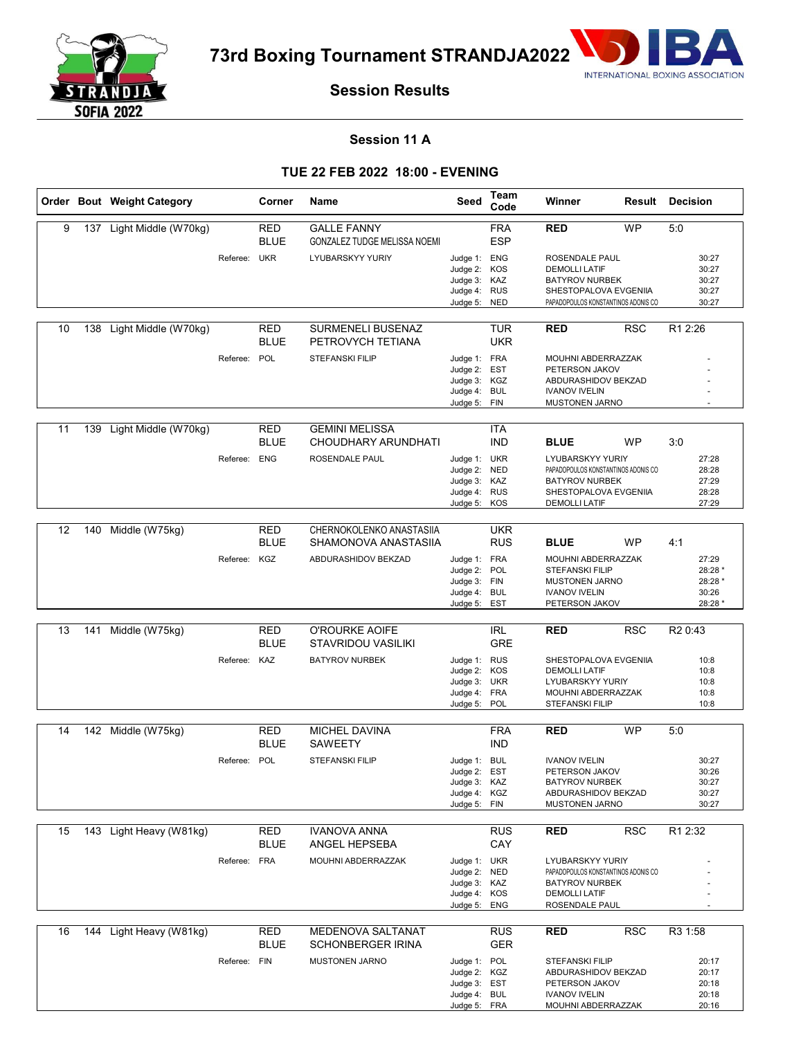# 73rd Boxing Tournament STRANDJA2022

## Session Results

### Session 11 A

### TUE 22 FEB 2022 18:00 - EVENING

| Order | Bout | Weight Category | Corner | Name | Seed | Team Code | Winner | Result | Decision |
|---|---|---|---|---|---|---|---|---|---|
| 9 | 137 | Light Middle (W70kg) | RED | GALLE FANNY | | FRA | **RED** | WP | 5:0 |
| | | | BLUE | GONZALEZ TUDGE MELISSA NOEMI | | ESP | | | |
| | | Referee: | UKR | LYUBARSKYY YURIY | Judge 1: | ENG | ROSENDALE PAUL | | 30:27 |
| | | | | | Judge 2: | KOS | DEMOLLI LATIF | | 30:27 |
| | | | | | Judge 3: | KAZ | BATYROV NURBEK | | 30:27 |
| | | | | | Judge 4: | RUS | SHESTOPALOVA EVGENIIA | | 30:27 |
| | | | | | Judge 5: | NED | PAPADOPOULOS KONSTANTINOS ADONIS CO | | 30:27 |
| 10 | 138 | Light Middle (W70kg) | RED | SURMENELI BUSENAZ | | TUR | **RED** | RSC | R1 2:26 |
| | | | BLUE | PETROVYCH TETIANA | | UKR | | | |
| | | Referee: | POL | STEFANSKI FILIP | Judge 1: | FRA | MOUHNI ABDERRAZZAK | | - |
| | | | | | Judge 2: | EST | PETERSON JAKOV | | - |
| | | | | | Judge 3: | KGZ | ABDURASHIDOV BEKZAD | | - |
| | | | | | Judge 4: | BUL | IVANOV IVELIN | | - |
| | | | | | Judge 5: | FIN | MUSTONEN JARNO | | - |
| 11 | 139 | Light Middle (W70kg) | RED | GEMINI MELISSA | | ITA | | | |
| | | | BLUE | CHOUDHARY ARUNDHATI | | IND | **BLUE** | WP | 3:0 |
| | | Referee: | ENG | ROSENDALE PAUL | Judge 1: | UKR | LYUBARSKYY YURIY | | 27:28 |
| | | | | | Judge 2: | NED | PAPADOPOULOS KONSTANTINOS ADONIS CO | | 28:28 |
| | | | | | Judge 3: | KAZ | BATYROV NURBEK | | 27:29 |
| | | | | | Judge 4: | RUS | SHESTOPALOVA EVGENIIA | | 28:28 |
| | | | | | Judge 5: | KOS | DEMOLLI LATIF | | 27:29 |
| 12 | 140 | Middle (W75kg) | RED | CHERNOKOLENKO ANASTASIIA | | UKR | | | |
| | | | BLUE | SHAMONOVA ANASTASIIA | | RUS | **BLUE** | WP | 4:1 |
| | | Referee: | KGZ | ABDURASHIDOV BEKZAD | Judge 1: | FRA | MOUHNI ABDERRAZZAK | | 27:29 |
| | | | | | Judge 2: | POL | STEFANSKI FILIP | | 28:28 * |
| | | | | | Judge 3: | FIN | MUSTONEN JARNO | | 28:28 * |
| | | | | | Judge 4: | BUL | IVANOV IVELIN | | 30:26 |
| | | | | | Judge 5: | EST | PETERSON JAKOV | | 28:28 * |
| 13 | 141 | Middle (W75kg) | RED | O'ROURKE AOIFE | | IRL | **RED** | RSC | R2 0:43 |
| | | | BLUE | STAVRIDOU VASILIKI | | GRE | | | |
| | | Referee: | KAZ | BATYROV NURBEK | Judge 1: | RUS | SHESTOPALOVA EVGENIIA | | 10:8 |
| | | | | | Judge 2: | KOS | DEMOLLI LATIF | | 10:8 |
| | | | | | Judge 3: | UKR | LYUBARSKYY YURIY | | 10:8 |
| | | | | | Judge 4: | FRA | MOUHNI ABDERRAZZAK | | 10:8 |
| | | | | | Judge 5: | POL | STEFANSKI FILIP | | 10:8 |
| 14 | 142 | Middle (W75kg) | RED | MICHEL DAVINA | | FRA | **RED** | WP | 5:0 |
| | | | BLUE | SAWEETY | | IND | | | |
| | | Referee: | POL | STEFANSKI FILIP | Judge 1: | BUL | IVANOV IVELIN | | 30:27 |
| | | | | | Judge 2: | EST | PETERSON JAKOV | | 30:26 |
| | | | | | Judge 3: | KAZ | BATYROV NURBEK | | 30:27 |
| | | | | | Judge 4: | KGZ | ABDURASHIDOV BEKZAD | | 30:27 |
| | | | | | Judge 5: | FIN | MUSTONEN JARNO | | 30:27 |
| 15 | 143 | Light Heavy (W81kg) | RED | IVANOVA ANNA | | RUS | **RED** | RSC | R1 2:32 |
| | | | BLUE | ANGEL HEPSEBA | | CAY | | | |
| | | Referee: | FRA | MOUHNI ABDERRAZZAK | Judge 1: | UKR | LYUBARSKYY YURIY | | - |
| | | | | | Judge 2: | NED | PAPADOPOULOS KONSTANTINOS ADONIS CO | | - |
| | | | | | Judge 3: | KAZ | BATYROV NURBEK | | - |
| | | | | | Judge 4: | KOS | DEMOLLI LATIF | | - |
| | | | | | Judge 5: | ENG | ROSENDALE PAUL | | - |
| 16 | 144 | Light Heavy (W81kg) | RED | MEDENOVA SALTANAT | | RUS | **RED** | RSC | R3 1:58 |
| | | | BLUE | SCHONBERGER IRINA | | GER | | | |
| | | Referee: | FIN | MUSTONEN JARNO | Judge 1: | POL | STEFANSKI FILIP | | 20:17 |
| | | | | | Judge 2: | KGZ | ABDURASHIDOV BEKZAD | | 20:17 |
| | | | | | Judge 3: | EST | PETERSON JAKOV | | 20:18 |
| | | | | | Judge 4: | BUL | IVANOV IVELIN | | 20:18 |
| | | | | | Judge 5: | FRA | MOUHNI ABDERRAZZAK | | 20:16 |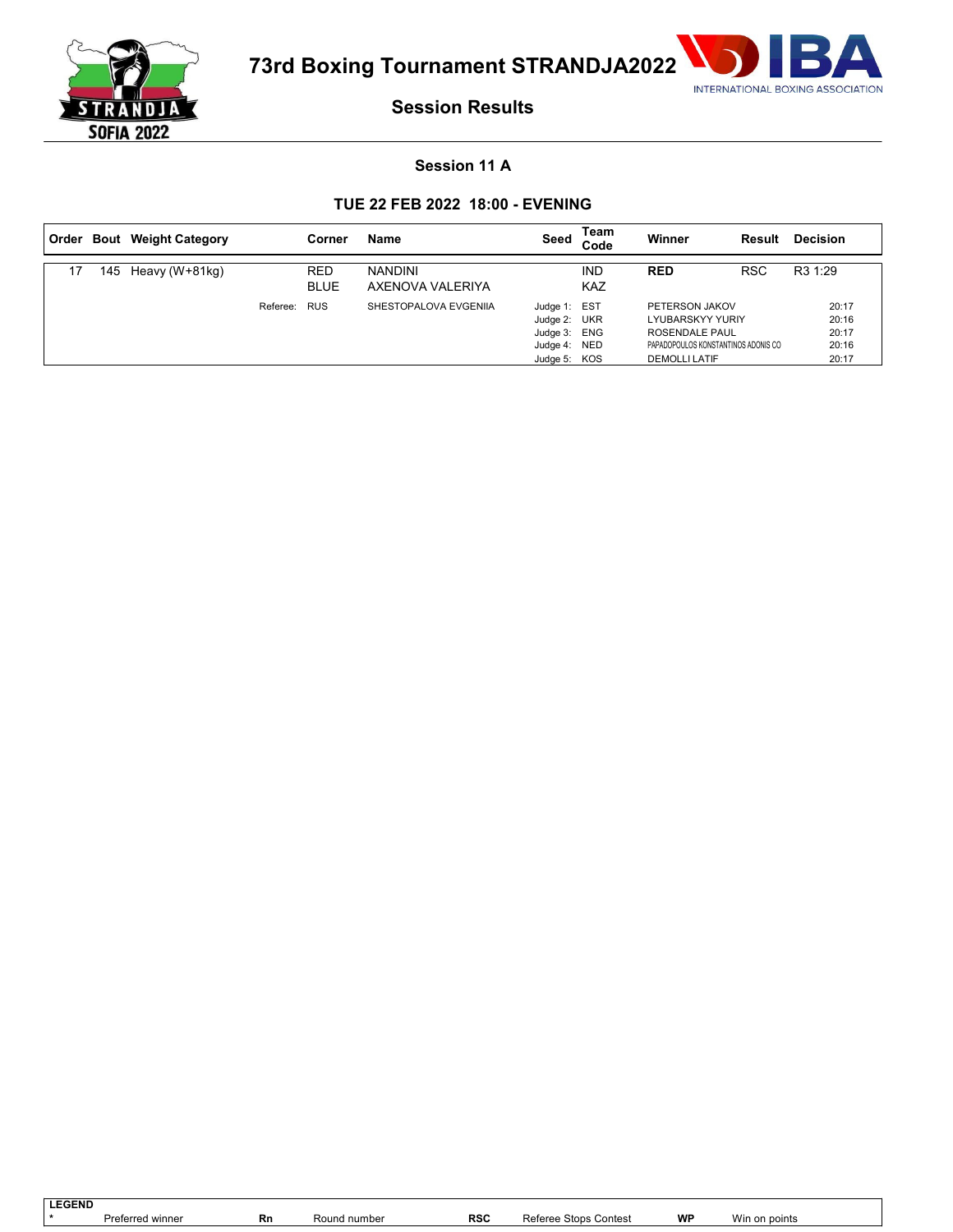# 73rd Boxing Tournament STRANDJA2022

## Session Results

### Session 11 A

### TUE 22 FEB 2022 18:00 - EVENING

| Order | Bout | Weight Category | | Corner | Name | Seed | Team Code | Winner | Result | Decision |
|---|---|---|---|---|---|---|---|---|---|---|
| 17 | 145 | Heavy (W+81kg) | | RED | NANDINI | | IND | **RED** | RSC | R3 1:29 |
| | | | | BLUE | AXENOVA VALERIYA | | KAZ | | | |
| | | | Referee: | RUS | SHESTOPALOVA EVGENIIA | Judge 1: | EST | PETERSON JAKOV | | 20:17 |
| | | | | | | Judge 2: | UKR | LYUBARSKYY YURIY | | 20:16 |
| | | | | | | Judge 3: | ENG | ROSENDALE PAUL | | 20:17 |
| | | | | | | Judge 4: | NED | PAPADOPOULOS KONSTANTINOS ADONIS CO | | 20:16 |
| | | | | | | Judge 5: | KOS | DEMOLLI LATIF | | 20:17 |

**LEGEND**

| | | | | | | | |
|---|---|---|---|---|---|---|---|
| * | Preferred winner | **Rn** | Round number | **RSC** | Referee Stops Contest | **WP** | Win on points |